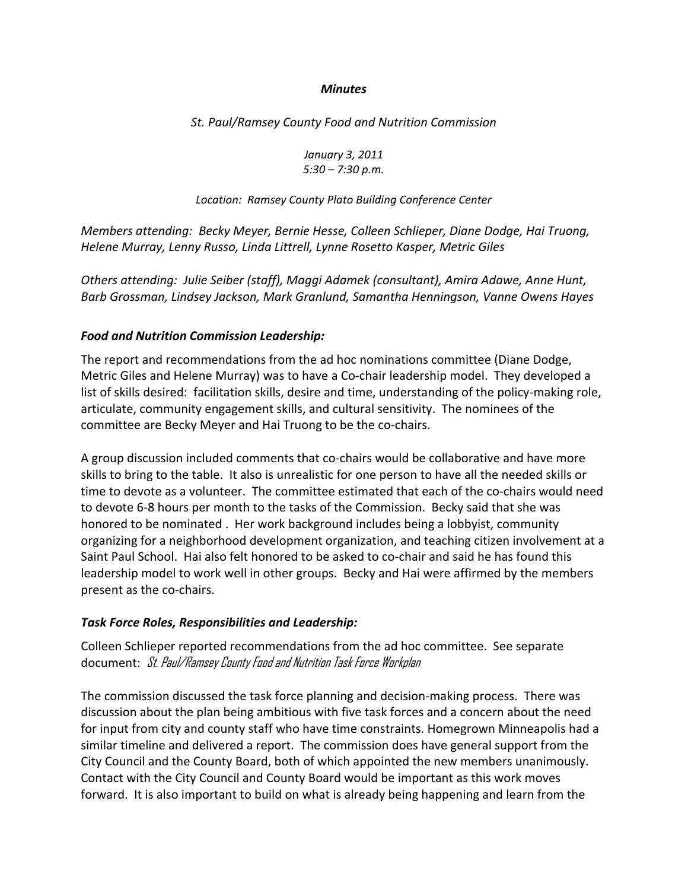***Minutes***

*St. Paul/Ramsey County Food and Nutrition Commission*

*January 3, 2011*
*5:30 – 7:30 p.m.*

*Location: Ramsey County Plato Building Conference Center*

*Members attending: Becky Meyer, Bernie Hesse, Colleen Schlieper, Diane Dodge, Hai Truong, Helene Murray, Lenny Russo, Linda Littrell, Lynne Rosetto Kasper, Metric Giles*

*Others attending: Julie Seiber (staff), Maggi Adamek (consultant), Amira Adawe, Anne Hunt, Barb Grossman, Lindsey Jackson, Mark Granlund, Samantha Henningson, Vanne Owens Hayes*

### *Food and Nutrition Commission Leadership:*

The report and recommendations from the ad hoc nominations committee (Diane Dodge, Metric Giles and Helene Murray) was to have a Co-chair leadership model. They developed a list of skills desired: facilitation skills, desire and time, understanding of the policy-making role, articulate, community engagement skills, and cultural sensitivity. The nominees of the committee are Becky Meyer and Hai Truong to be the co-chairs.

A group discussion included comments that co-chairs would be collaborative and have more skills to bring to the table. It also is unrealistic for one person to have all the needed skills or time to devote as a volunteer. The committee estimated that each of the co-chairs would need to devote 6-8 hours per month to the tasks of the Commission. Becky said that she was honored to be nominated . Her work background includes being a lobbyist, community organizing for a neighborhood development organization, and teaching citizen involvement at a Saint Paul School. Hai also felt honored to be asked to co-chair and said he has found this leadership model to work well in other groups. Becky and Hai were affirmed by the members present as the co-chairs.

### *Task Force Roles, Responsibilities and Leadership:*

Colleen Schlieper reported recommendations from the ad hoc committee. See separate document: *St. Paul/Ramsey County Food and Nutrition Task Force Workplan*

The commission discussed the task force planning and decision-making process. There was discussion about the plan being ambitious with five task forces and a concern about the need for input from city and county staff who have time constraints. Homegrown Minneapolis had a similar timeline and delivered a report. The commission does have general support from the City Council and the County Board, both of which appointed the new members unanimously. Contact with the City Council and County Board would be important as this work moves forward. It is also important to build on what is already being happening and learn from the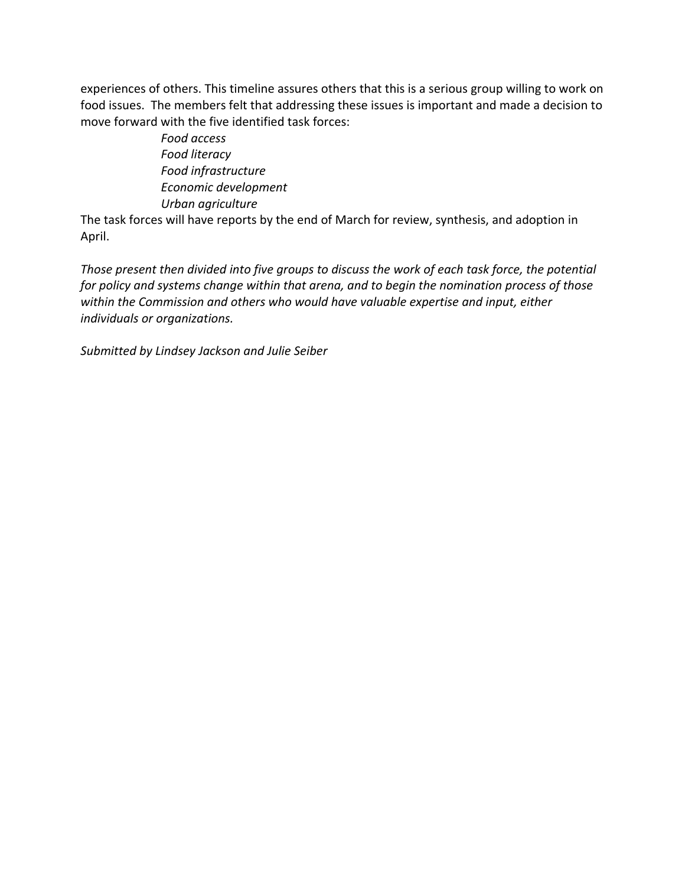experiences of others. This timeline assures others that this is a serious group willing to work on food issues. The members felt that addressing these issues is important and made a decision to move forward with the five identified task forces:

*Food access*
*Food literacy*
*Food infrastructure*
*Economic development*
*Urban agriculture*

The task forces will have reports by the end of March for review, synthesis, and adoption in April.

*Those present then divided into five groups to discuss the work of each task force, the potential for policy and systems change within that arena, and to begin the nomination process of those within the Commission and others who would have valuable expertise and input, either individuals or organizations.*

*Submitted by Lindsey Jackson and Julie Seiber*